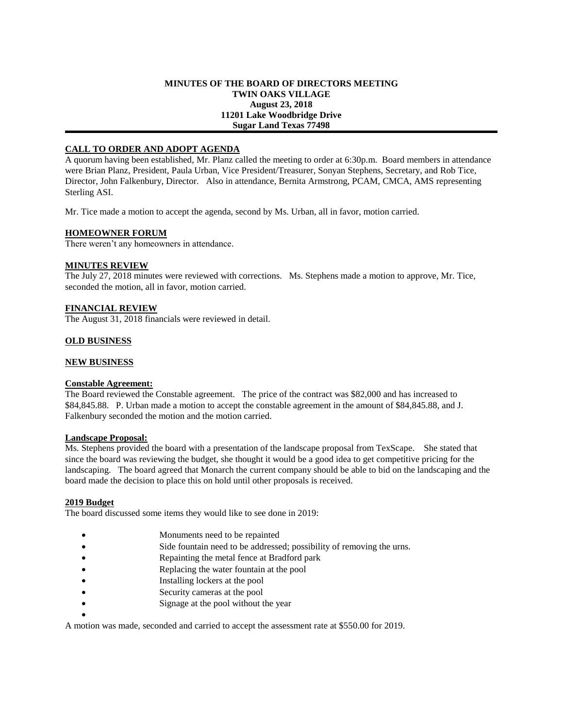**MINUTES OF THE BOARD OF DIRECTORS MEETING**
**TWIN OAKS VILLAGE**
**August 23, 2018**
**11201 Lake Woodbridge Drive**
**Sugar Land Texas 77498**

---

**CALL TO ORDER AND ADOPT AGENDA**

A quorum having been established, Mr. Planz called the meeting to order at 6:30p.m. Board members in attendance were Brian Planz, President, Paula Urban, Vice President/Treasurer, Sonyan Stephens, Secretary, and Rob Tice, Director, John Falkenbury, Director. Also in attendance, Bernita Armstrong, PCAM, CMCA, AMS representing Sterling ASI.

Mr. Tice made a motion to accept the agenda, second by Ms. Urban, all in favor, motion carried.

**HOMEOWNER FORUM**

There weren't any homeowners in attendance.

**MINUTES REVIEW**

The July 27, 2018 minutes were reviewed with corrections. Ms. Stephens made a motion to approve, Mr. Tice, seconded the motion, all in favor, motion carried.

**FINANCIAL REVIEW**

The August 31, 2018 financials were reviewed in detail.

**OLD BUSINESS**

**NEW BUSINESS**

**Constable Agreement:**

The Board reviewed the Constable agreement. The price of the contract was $82,000 and has increased to $84,845.88. P. Urban made a motion to accept the constable agreement in the amount of $84,845.88, and J. Falkenbury seconded the motion and the motion carried.

**Landscape Proposal:**

Ms. Stephens provided the board with a presentation of the landscape proposal from TexScape. She stated that since the board was reviewing the budget, she thought it would be a good idea to get competitive pricing for the landscaping. The board agreed that Monarch the current company should be able to bid on the landscaping and the board made the decision to place this on hold until other proposals is received.

**2019 Budget**

The board discussed some items they would like to see done in 2019:

- Monuments need to be repainted
- Side fountain need to be addressed; possibility of removing the urns.
- Repainting the metal fence at Bradford park
- Replacing the water fountain at the pool
- Installing lockers at the pool
- Security cameras at the pool
- Signage at the pool without the year

A motion was made, seconded and carried to accept the assessment rate at $550.00 for 2019.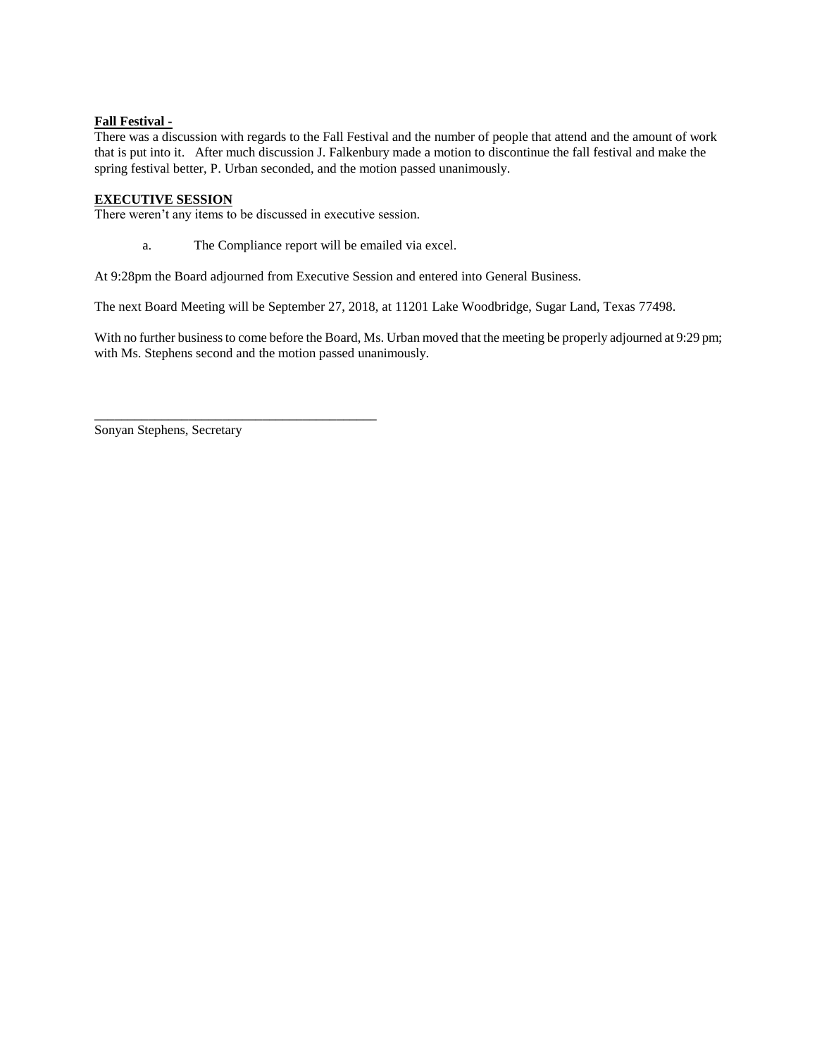**Fall Festival -**

There was a discussion with regards to the Fall Festival and the number of people that attend and the amount of work that is put into it. After much discussion J. Falkenbury made a motion to discontinue the fall festival and make the spring festival better, P. Urban seconded, and the motion passed unanimously.

**EXECUTIVE SESSION**

There weren't any items to be discussed in executive session.

a. The Compliance report will be emailed via excel.

At 9:28pm the Board adjourned from Executive Session and entered into General Business.

The next Board Meeting will be September 27, 2018, at 11201 Lake Woodbridge, Sugar Land, Texas 77498.

With no further business to come before the Board, Ms. Urban moved that the meeting be properly adjourned at 9:29 pm; with Ms. Stephens second and the motion passed unanimously.

_____________________________________________

Sonyan Stephens, Secretary